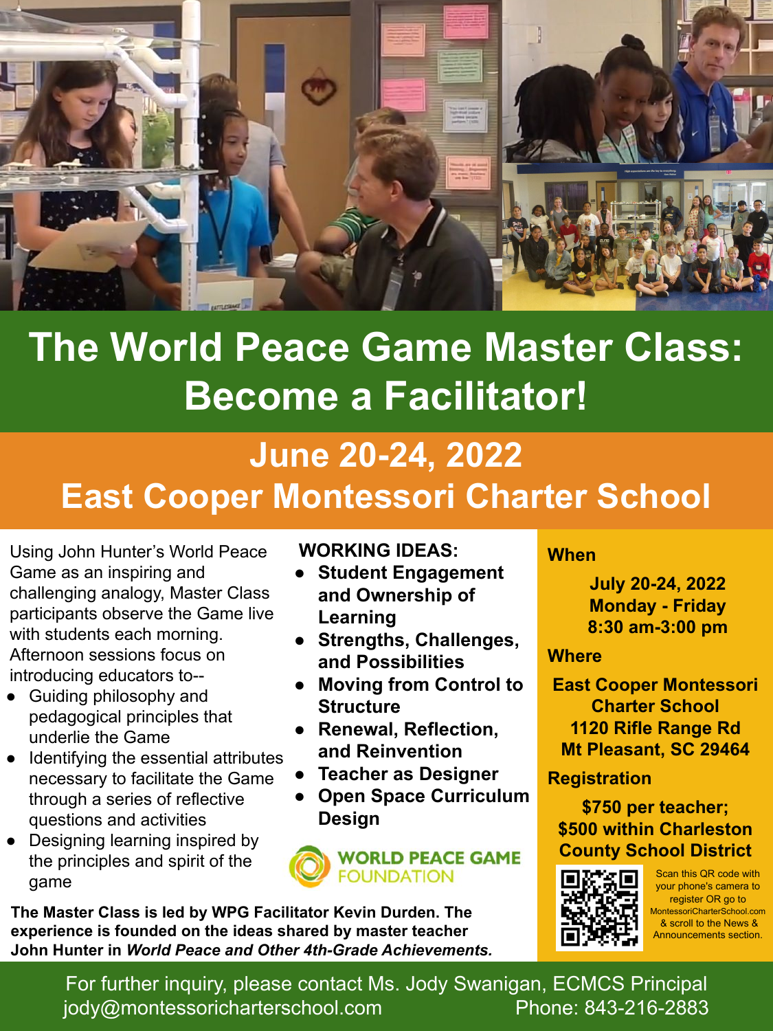# The World Peace Game Master Class: Become a Facilitator!

## June 20-24, 2022
## East Cooper Montessori Charter School

Using John Hunter's World Peace Game as an inspiring and challenging analogy, Master Class participants observe the Game live with students each morning. Afternoon sessions focus on introducing educators to--

- Guiding philosophy and pedagogical principles that underlie the Game
- Identifying the essential attributes necessary to facilitate the Game through a series of reflective questions and activities
- Designing learning inspired by the principles and spirit of the game

**WORKING IDEAS:**

- **Student Engagement and Ownership of Learning**
- **Strengths, Challenges, and Possibilities**
- **Moving from Control to Structure**
- **Renewal, Reflection, and Reinvention**
- **Teacher as Designer**
- **Open Space Curriculum Design**

WORLD PEACE GAME FOUNDATION

**The Master Class is led by WPG Facilitator Kevin Durden. The experience is founded on the ideas shared by master teacher John Hunter in *World Peace and Other 4th-Grade Achievements.***

**When**

**July 20-24, 2022**
**Monday - Friday**
**8:30 am-3:00 pm**

**Where**

**East Cooper Montessori Charter School**
**1120 Rifle Range Rd**
**Mt Pleasant, SC 29464**

**Registration**

**$750 per teacher;**
**$500 within Charleston County School District**

Scan this QR code with your phone's camera to register OR go to MontessoriCharterSchool.com & scroll to the News & Announcements section.

For further inquiry, please contact Ms. Jody Swanigan, ECMCS Principal
jody@montessoricharterschool.com Phone: 843-216-2883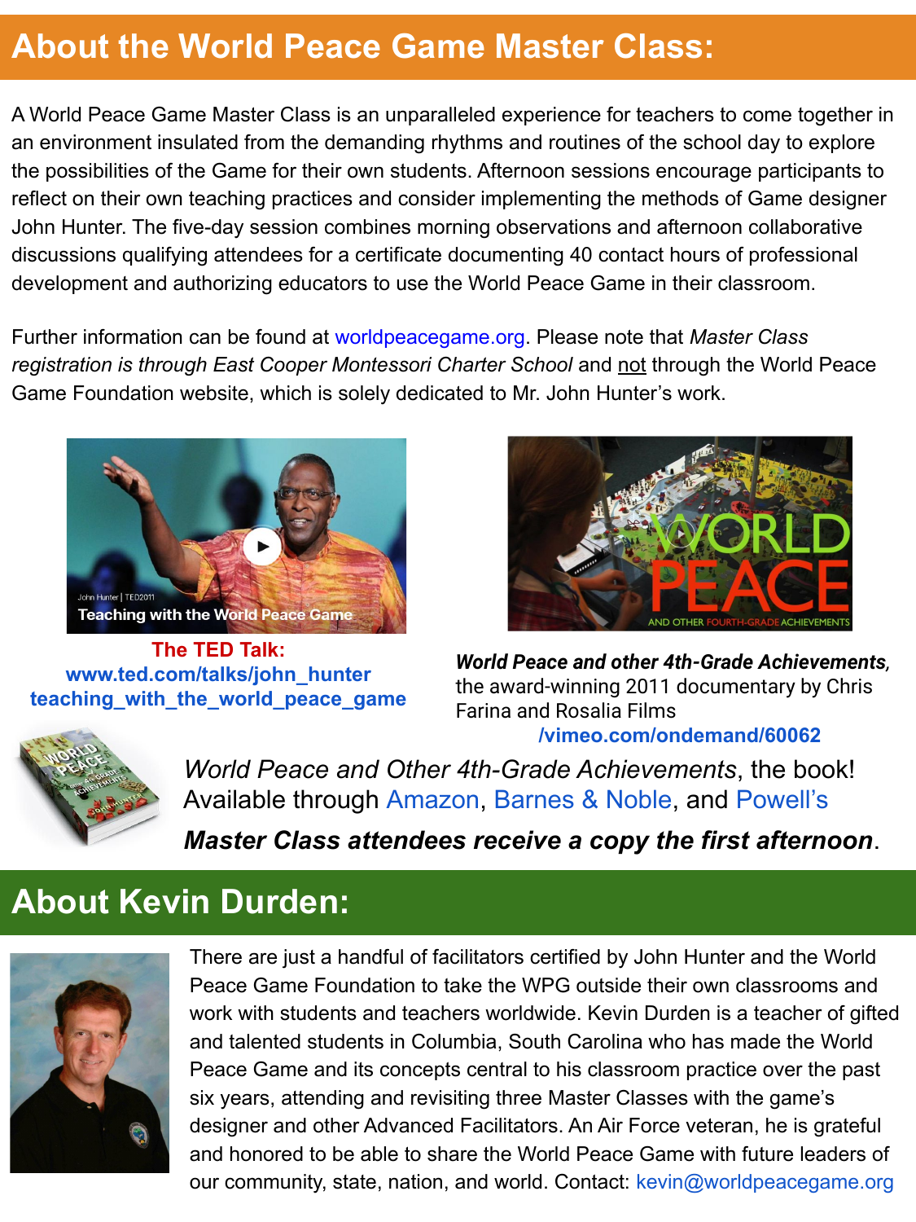## About the World Peace Game Master Class:

A World Peace Game Master Class is an unparalleled experience for teachers to come together in an environment insulated from the demanding rhythms and routines of the school day to explore the possibilities of the Game for their own students. Afternoon sessions encourage participants to reflect on their own teaching practices and consider implementing the methods of Game designer John Hunter. The five-day session combines morning observations and afternoon collaborative discussions qualifying attendees for a certificate documenting 40 contact hours of professional development and authorizing educators to use the World Peace Game in their classroom.

Further information can be found at worldpeacegame.org. Please note that *Master Class registration is through East Cooper Montessori Charter School* and not through the World Peace Game Foundation website, which is solely dedicated to Mr. John Hunter's work.

**The TED Talk:**
**www.ted.com/talks/john_hunter teaching_with_the_world_peace_game**

***World Peace and other 4th-Grade Achievements,*** the award-winning 2011 documentary by Chris Farina and Rosalia Films
**/vimeo.com/ondemand/60062**

*World Peace and Other 4th-Grade Achievements*, the book! Available through Amazon, Barnes & Noble, and Powell's

***Master Class attendees receive a copy the first afternoon***.

## About Kevin Durden:

There are just a handful of facilitators certified by John Hunter and the World Peace Game Foundation to take the WPG outside their own classrooms and work with students and teachers worldwide. Kevin Durden is a teacher of gifted and talented students in Columbia, South Carolina who has made the World Peace Game and its concepts central to his classroom practice over the past six years, attending and revisiting three Master Classes with the game's designer and other Advanced Facilitators. An Air Force veteran, he is grateful and honored to be able to share the World Peace Game with future leaders of our community, state, nation, and world. Contact: kevin@worldpeacegame.org